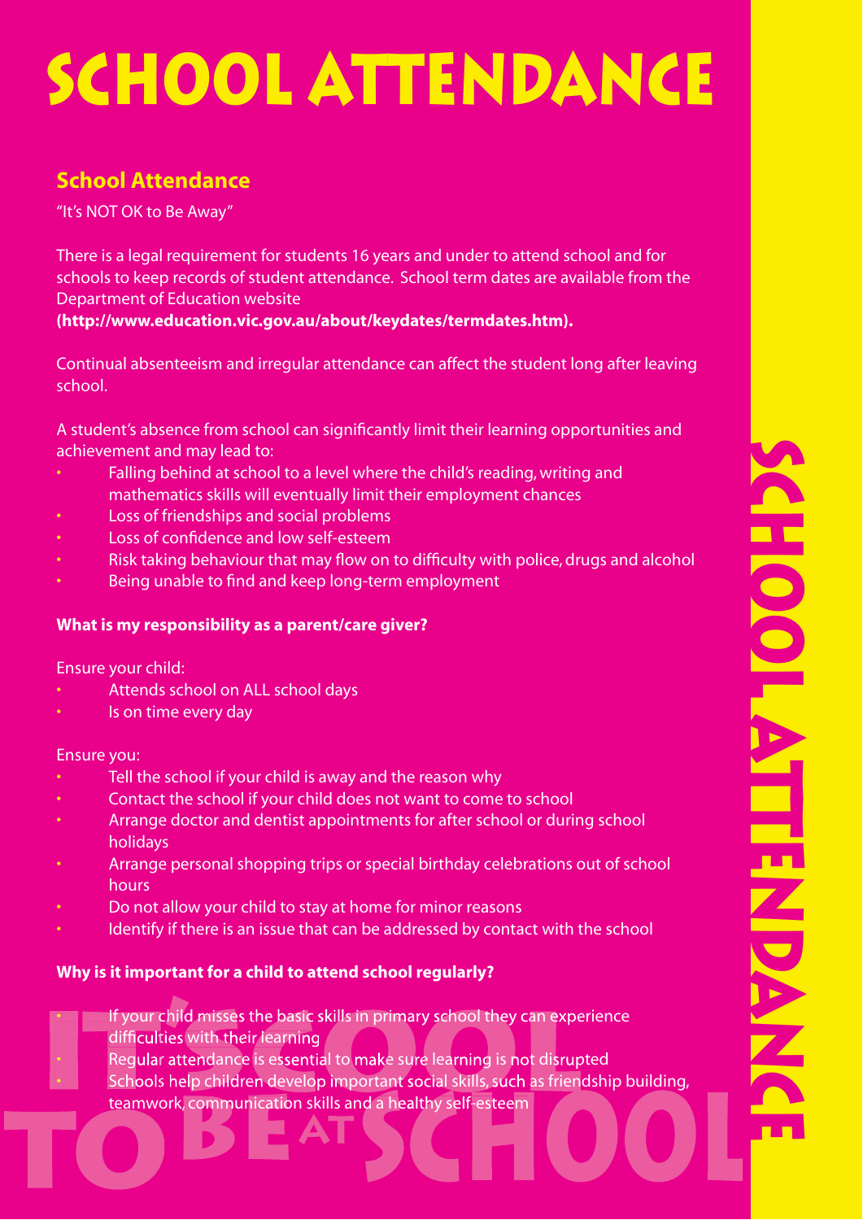# SCHOOL ATTENDANCE

## School Attendance

"It's NOT OK to Be Away"

There is a legal requirement for students 16 years and under to attend school and for schools to keep records of student attendance. School term dates are available from the Department of Education website **(http://www.education.vic.gov.au/about/keydates/termdates.htm).**

Continual absenteeism and irregular attendance can affect the student long after leaving school.

A student's absence from school can significantly limit their learning opportunities and achievement and may lead to:

- Falling behind at school to a level where the child's reading, writing and mathematics skills will eventually limit their employment chances
- Loss of friendships and social problems
- Loss of confidence and low self-esteem
- Risk taking behaviour that may flow on to difficulty with police, drugs and alcohol
- Being unable to find and keep long-term employment

**What is my responsibility as a parent/care giver?**

Ensure your child:

- Attends school on ALL school days
- Is on time every day

Ensure you:

- Tell the school if your child is away and the reason why
- Contact the school if your child does not want to come to school
- Arrange doctor and dentist appointments for after school or during school holidays
- Arrange personal shopping trips or special birthday celebrations out of school hours
- Do not allow your child to stay at home for minor reasons
- Identify if there is an issue that can be addressed by contact with the school

**Why is it important for a child to attend school regularly?**

- If your child misses the basic skills in primary school they can experience difficulties with their learning
- Regular attendance is essential to make sure learning is not disrupted
- Schools help children develop important social skills, such as friendship building, teamwork, communication skills and a healthy self-esteem

IT'S COOL TO BE AT SCHOOL

SCHOOL ATTENDANCE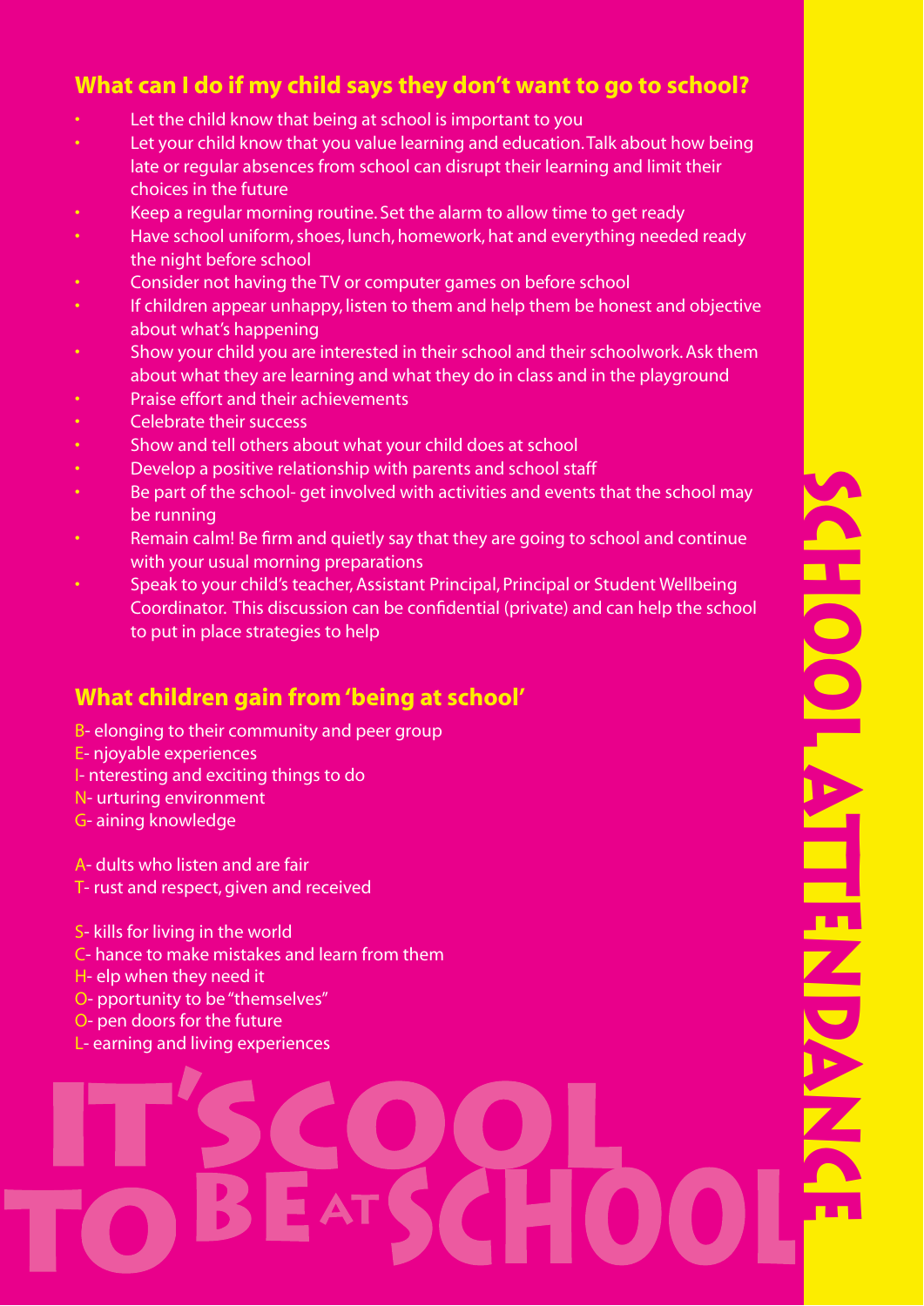## What can I do if my child says they don't want to go to school?

- Let the child know that being at school is important to you
- Let your child know that you value learning and education. Talk about how being late or regular absences from school can disrupt their learning and limit their choices in the future
- Keep a regular morning routine. Set the alarm to allow time to get ready
- Have school uniform, shoes, lunch, homework, hat and everything needed ready the night before school
- Consider not having the TV or computer games on before school
- If children appear unhappy, listen to them and help them be honest and objective about what's happening
- Show your child you are interested in their school and their schoolwork. Ask them about what they are learning and what they do in class and in the playground
- Praise effort and their achievements
- Celebrate their success
- Show and tell others about what your child does at school
- Develop a positive relationship with parents and school staff
- Be part of the school- get involved with activities and events that the school may be running
- Remain calm! Be firm and quietly say that they are going to school and continue with your usual morning preparations
- Speak to your child's teacher, Assistant Principal, Principal or Student Wellbeing Coordinator. This discussion can be confidential (private) and can help the school to put in place strategies to help

## What children gain from 'being at school'

B- elonging to their community and peer group
E- njoyable experiences
I- nteresting and exciting things to do
N- urturing environment
G- aining knowledge

A- dults who listen and are fair
T- rust and respect, given and received

S- kills for living in the world
C- hance to make mistakes and learn from them
H- elp when they need it
O- pportunity to be "themselves"
O- pen doors for the future
L- earning and living experiences

IT'S COOL TO BE AT SCHOOL

SCHOOL ATTENDANCE